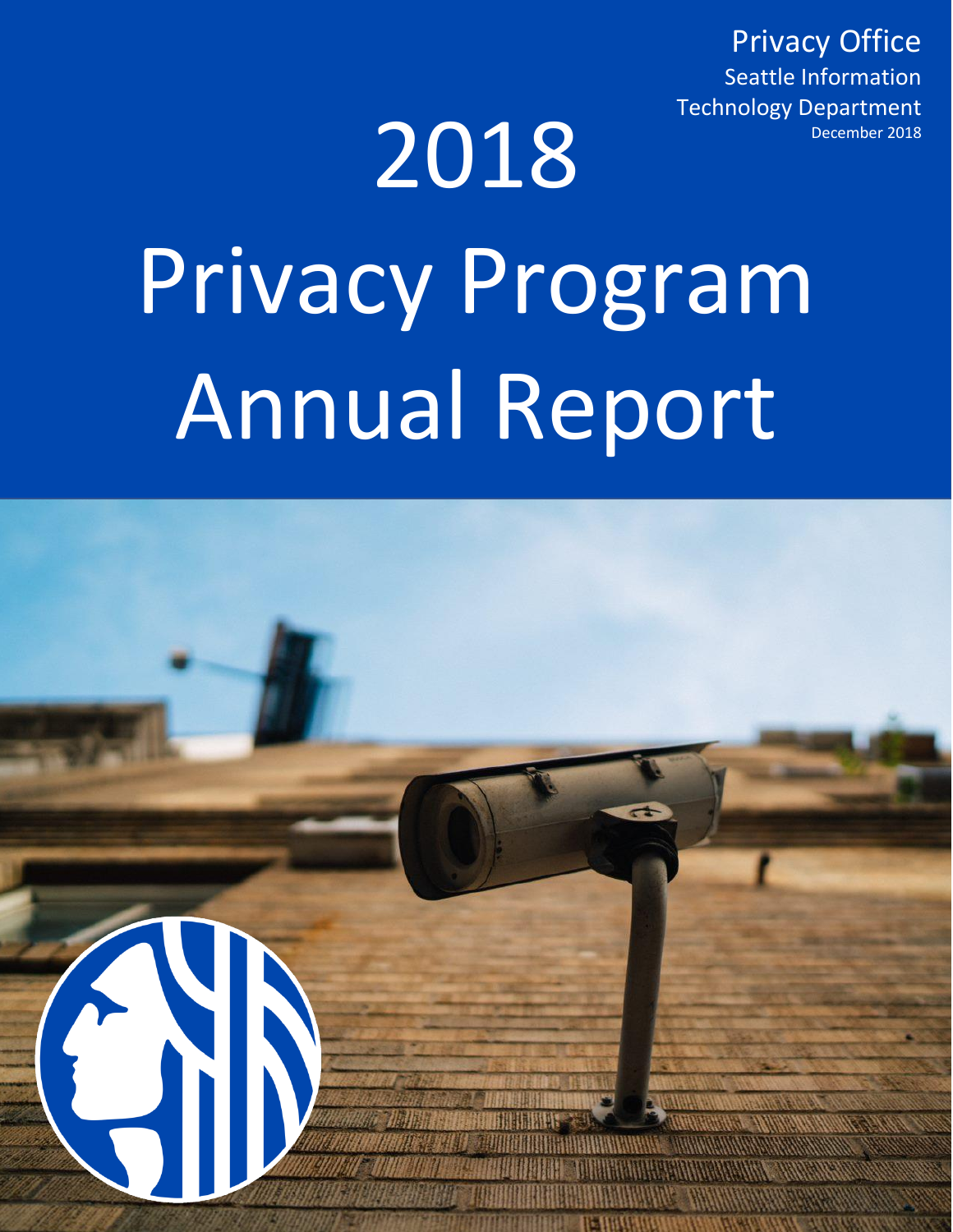Privacy Office

Seattle Information Technology Department

December 2018

# 2018 Privacy Program Annual Report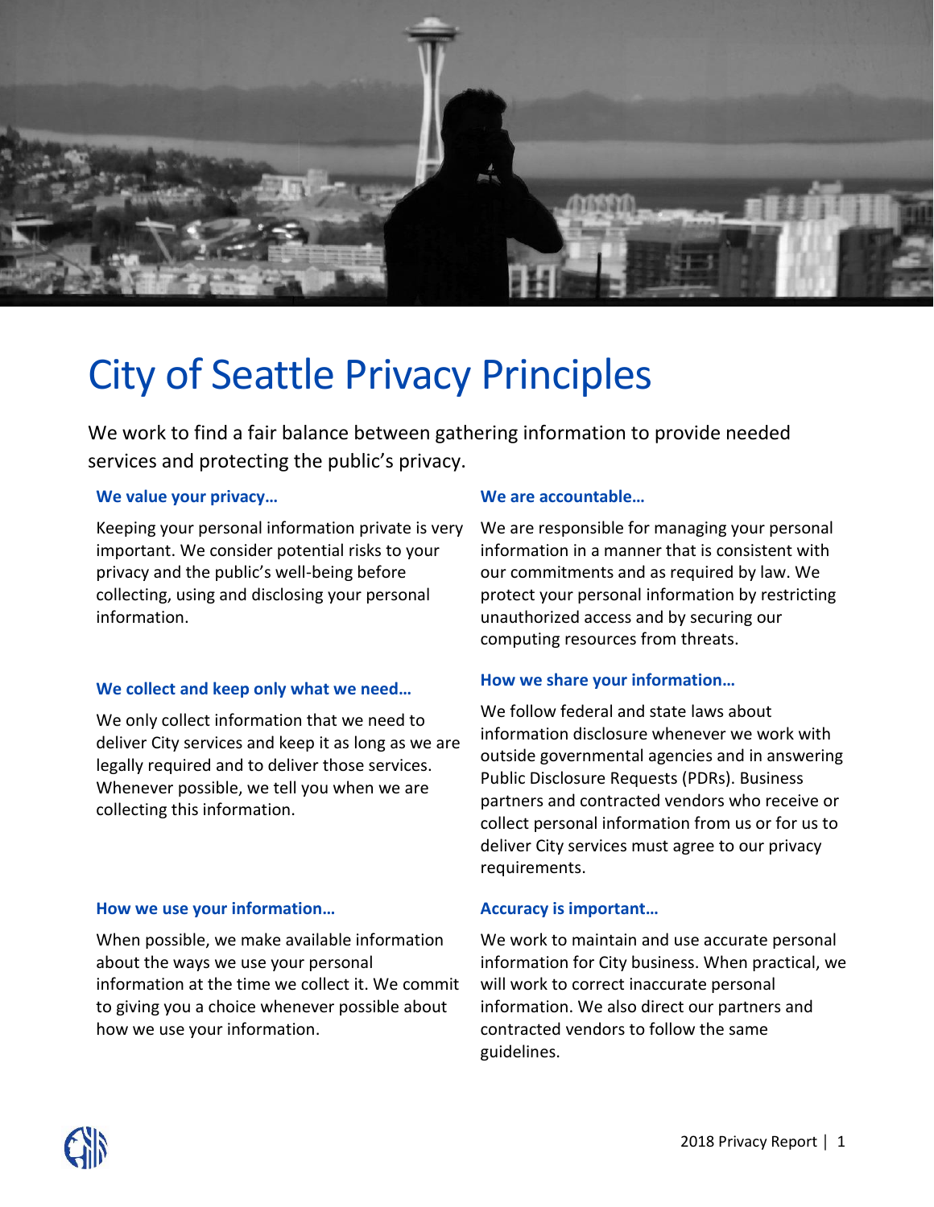# City of Seattle Privacy Principles

We work to find a fair balance between gathering information to provide needed services and protecting the public's privacy.

### We value your privacy…

Keeping your personal information private is very important. We consider potential risks to your privacy and the public's well-being before collecting, using and disclosing your personal information.

### We collect and keep only what we need…

We only collect information that we need to deliver City services and keep it as long as we are legally required and to deliver those services. Whenever possible, we tell you when we are collecting this information.

### How we use your information…

When possible, we make available information about the ways we use your personal information at the time we collect it. We commit to giving you a choice whenever possible about how we use your information.

### We are accountable…

We are responsible for managing your personal information in a manner that is consistent with our commitments and as required by law. We protect your personal information by restricting unauthorized access and by securing our computing resources from threats.

### How we share your information…

We follow federal and state laws about information disclosure whenever we work with outside governmental agencies and in answering Public Disclosure Requests (PDRs). Business partners and contracted vendors who receive or collect personal information from us or for us to deliver City services must agree to our privacy requirements.

### Accuracy is important…

We work to maintain and use accurate personal information for City business. When practical, we will work to correct inaccurate personal information. We also direct our partners and contracted vendors to follow the same guidelines.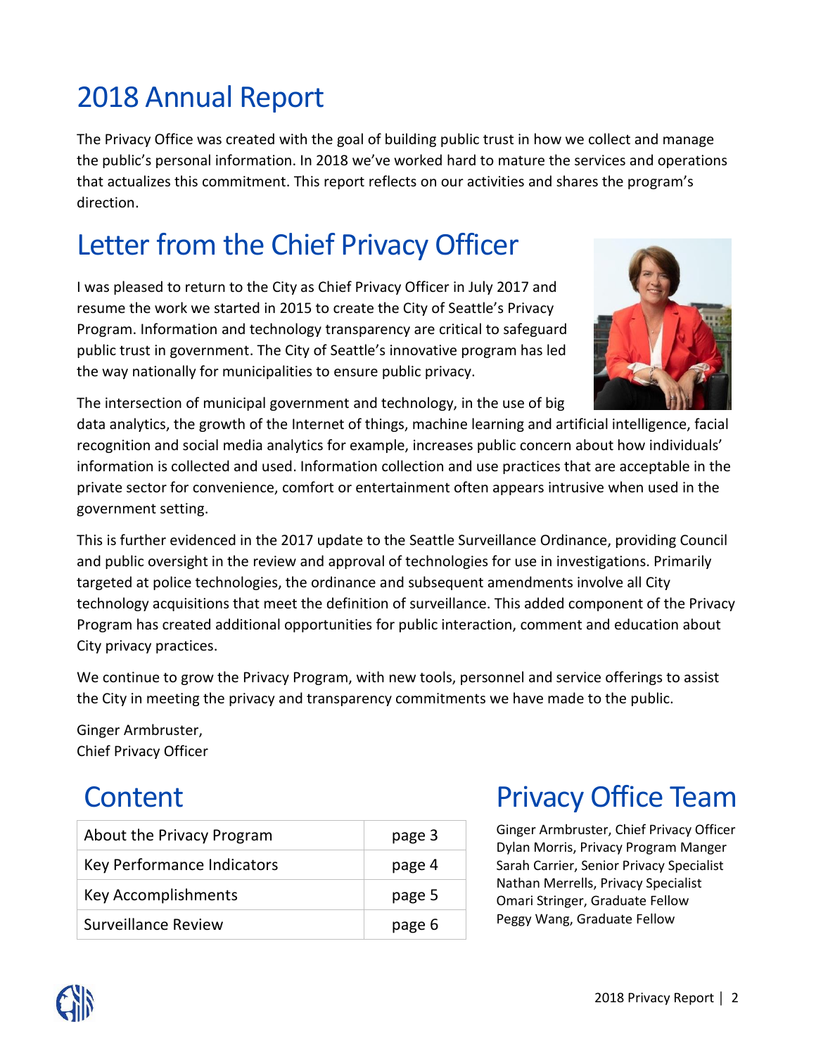# 2018 Annual Report

The Privacy Office was created with the goal of building public trust in how we collect and manage the public's personal information. In 2018 we've worked hard to mature the services and operations that actualizes this commitment. This report reflects on our activities and shares the program's direction.

# Letter from the Chief Privacy Officer

I was pleased to return to the City as Chief Privacy Officer in July 2017 and resume the work we started in 2015 to create the City of Seattle's Privacy Program. Information and technology transparency are critical to safeguard public trust in government. The City of Seattle's innovative program has led the way nationally for municipalities to ensure public privacy.

The intersection of municipal government and technology, in the use of big data analytics, the growth of the Internet of things, machine learning and artificial intelligence, facial recognition and social media analytics for example, increases public concern about how individuals' information is collected and used. Information collection and use practices that are acceptable in the private sector for convenience, comfort or entertainment often appears intrusive when used in the government setting.

This is further evidenced in the 2017 update to the Seattle Surveillance Ordinance, providing Council and public oversight in the review and approval of technologies for use in investigations. Primarily targeted at police technologies, the ordinance and subsequent amendments involve all City technology acquisitions that meet the definition of surveillance. This added component of the Privacy Program has created additional opportunities for public interaction, comment and education about City privacy practices.

We continue to grow the Privacy Program, with new tools, personnel and service offerings to assist the City in meeting the privacy and transparency commitments we have made to the public.

Ginger Armbruster,
Chief Privacy Officer

# Content

| | |
|---|---|
| About the Privacy Program | page 3 |
| Key Performance Indicators | page 4 |
| Key Accomplishments | page 5 |
| Surveillance Review | page 6 |

# Privacy Office Team

Ginger Armbruster, Chief Privacy Officer
Dylan Morris, Privacy Program Manger
Sarah Carrier, Senior Privacy Specialist
Nathan Merrells, Privacy Specialist
Omari Stringer, Graduate Fellow
Peggy Wang, Graduate Fellow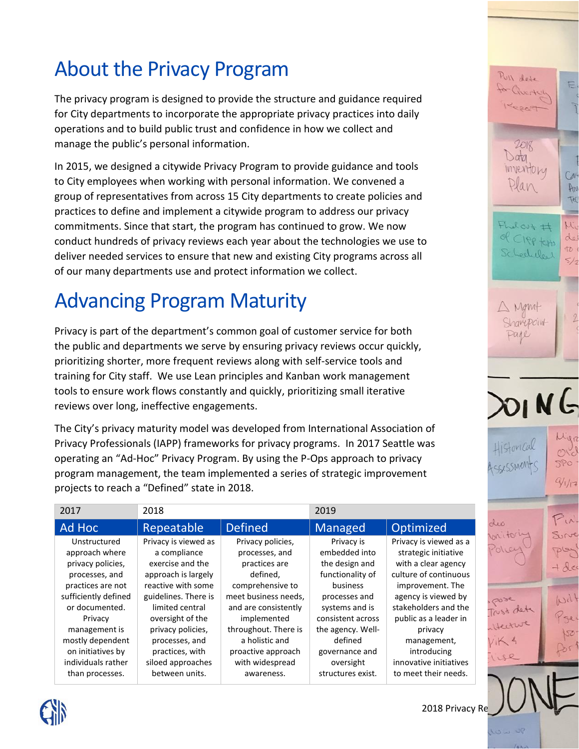# About the Privacy Program

The privacy program is designed to provide the structure and guidance required for City departments to incorporate the appropriate privacy practices into daily operations and to build public trust and confidence in how we collect and manage the public's personal information.

In 2015, we designed a citywide Privacy Program to provide guidance and tools to City employees when working with personal information. We convened a group of representatives from across 15 City departments to create policies and practices to define and implement a citywide program to address our privacy commitments. Since that start, the program has continued to grow. We now conduct hundreds of privacy reviews each year about the technologies we use to deliver needed services to ensure that new and existing City programs across all of our many departments use and protect information we collect.

# Advancing Program Maturity

Privacy is part of the department's common goal of customer service for both the public and departments we serve by ensuring privacy reviews occur quickly, prioritizing shorter, more frequent reviews along with self-service tools and training for City staff. We use Lean principles and Kanban work management tools to ensure work flows constantly and quickly, prioritizing small iterative reviews over long, ineffective engagements.

The City's privacy maturity model was developed from International Association of Privacy Professionals (IAPP) frameworks for privacy programs. In 2017 Seattle was operating an "Ad-Hoc" Privacy Program. By using the P-Ops approach to privacy program management, the team implemented a series of strategic improvement projects to reach a "Defined" state in 2018.

| 2017 | 2018 | | 2019 | |
|---|---|---|---|---|
| **Ad Hoc** | **Repeatable** | **Defined** | **Managed** | **Optimized** |
| Unstructured approach where privacy policies, processes, and practices are not sufficiently defined or documented. Privacy management is mostly dependent on initiatives by individuals rather than processes. | Privacy is viewed as a compliance exercise and the approach is largely reactive with some guidelines. There is limited central oversight of the privacy policies, processes, and practices, with siloed approaches between units. | Privacy policies, processes, and practices are defined, comprehensive to meet business needs, and are consistently implemented throughout. There is a holistic and proactive approach with widespread awareness. | Privacy is embedded into the design and functionality of business processes and systems and is consistent across the agency. Well-defined governance and oversight structures exist. | Privacy is viewed as a strategic initiative with a clear agency culture of continuous improvement. The agency is viewed by stakeholders and the public as a leader in privacy management, introducing innovative initiatives to meet their needs. |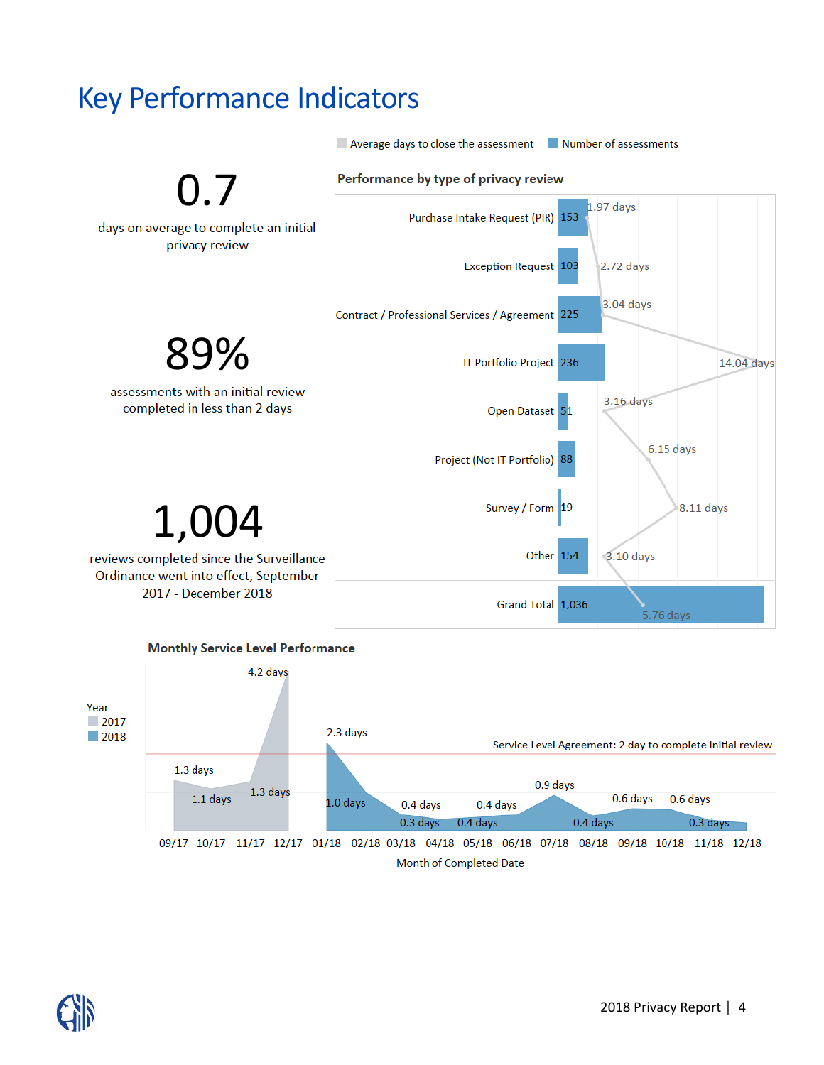# Key Performance Indicators

**0.7**

days on average to complete an initial privacy review

**89%**

assessments with an initial review completed in less than 2 days

**1,004**

reviews completed since the Surveillance Ordinance went into effect, September 2017 - December 2018

Average days to close the assessment
Number of assessments

**Performance by type of privacy review**

Purchase Intake Request (PIR) 153 1.97 days
Exception Request 103 2.72 days
Contract / Professional Services / Agreement 225 3.04 days
IT Portfolio Project 236 14.04 days
Open Dataset 51 3.16 days
Project (Not IT Portfolio) 88 6.15 days
Survey / Form 19 8.11 days
Other 154 3.10 days
Grand Total 1,036 5.76 days

**Monthly Service Level Performance**

Year
2017
2018

Service Level Agreement: 2 day to complete initial review

1.3 days
1.1 days
1.3 days
4.2 days
1.0 days
2.3 days
0.4 days
0.3 days
0.4 days
0.4 days
0.9 days
0.4 days
0.6 days
0.6 days
0.3 days

09/17 10/17 11/17 12/17 01/18 02/18 03/18 04/18 05/18 06/18 07/18 08/18 09/18 10/18 11/18 12/18

Month of Completed Date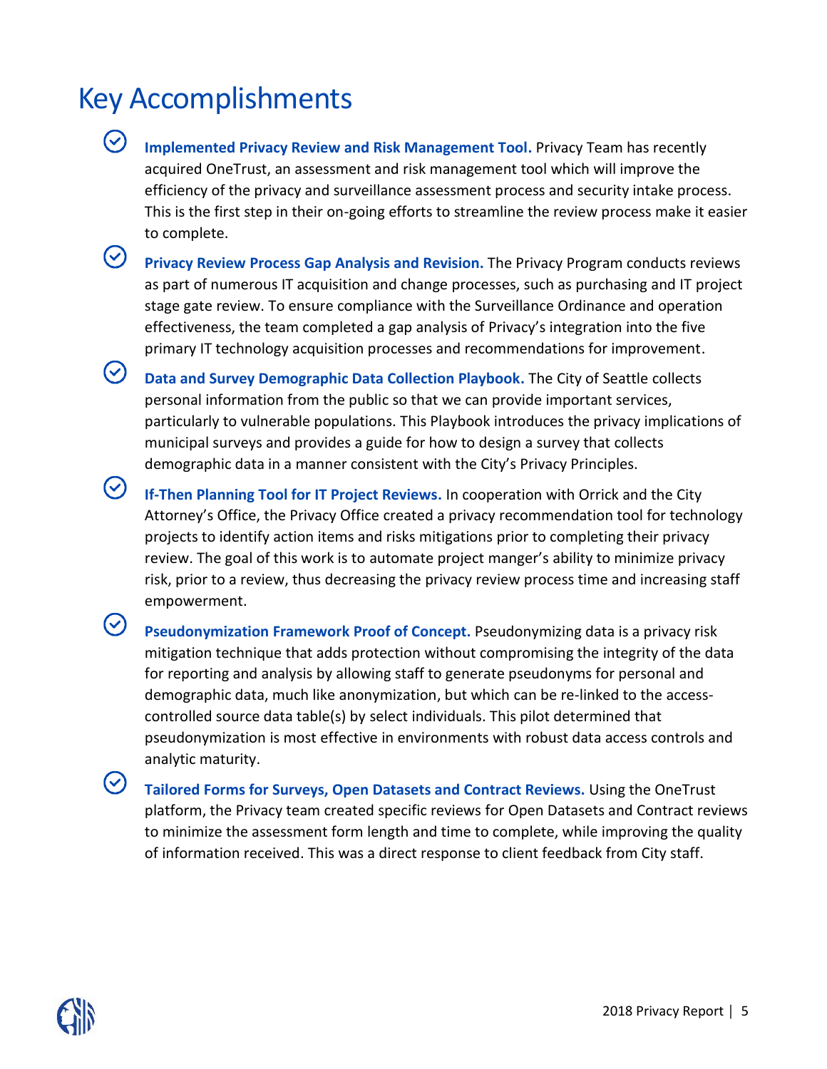# Key Accomplishments

- **Implemented Privacy Review and Risk Management Tool.** Privacy Team has recently acquired OneTrust, an assessment and risk management tool which will improve the efficiency of the privacy and surveillance assessment process and security intake process. This is the first step in their on-going efforts to streamline the review process make it easier to complete.

- **Privacy Review Process Gap Analysis and Revision.** The Privacy Program conducts reviews as part of numerous IT acquisition and change processes, such as purchasing and IT project stage gate review. To ensure compliance with the Surveillance Ordinance and operation effectiveness, the team completed a gap analysis of Privacy's integration into the five primary IT technology acquisition processes and recommendations for improvement.

- **Data and Survey Demographic Data Collection Playbook.** The City of Seattle collects personal information from the public so that we can provide important services, particularly to vulnerable populations. This Playbook introduces the privacy implications of municipal surveys and provides a guide for how to design a survey that collects demographic data in a manner consistent with the City's Privacy Principles.

- **If-Then Planning Tool for IT Project Reviews.** In cooperation with Orrick and the City Attorney's Office, the Privacy Office created a privacy recommendation tool for technology projects to identify action items and risks mitigations prior to completing their privacy review. The goal of this work is to automate project manger's ability to minimize privacy risk, prior to a review, thus decreasing the privacy review process time and increasing staff empowerment.

- **Pseudonymization Framework Proof of Concept.** Pseudonymizing data is a privacy risk mitigation technique that adds protection without compromising the integrity of the data for reporting and analysis by allowing staff to generate pseudonyms for personal and demographic data, much like anonymization, but which can be re-linked to the access-controlled source data table(s) by select individuals. This pilot determined that pseudonymization is most effective in environments with robust data access controls and analytic maturity.

- **Tailored Forms for Surveys, Open Datasets and Contract Reviews.** Using the OneTrust platform, the Privacy team created specific reviews for Open Datasets and Contract reviews to minimize the assessment form length and time to complete, while improving the quality of information received. This was a direct response to client feedback from City staff.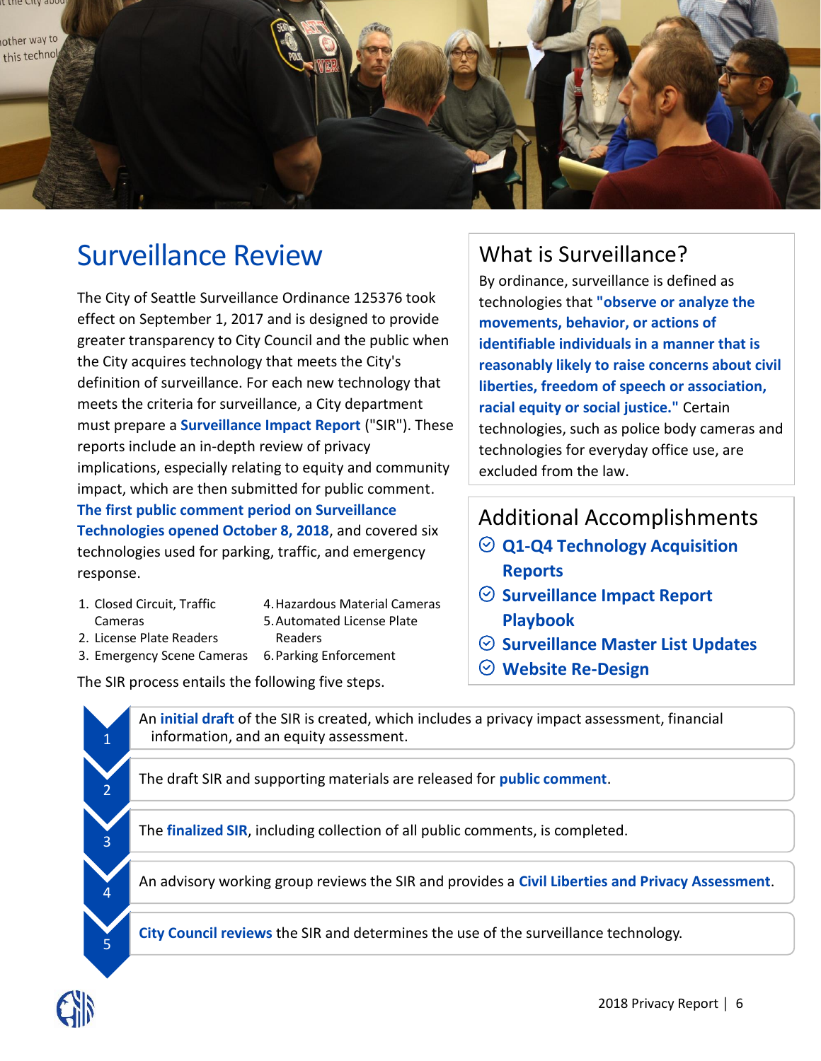# Surveillance Review

The City of Seattle Surveillance Ordinance 125376 took effect on September 1, 2017 and is designed to provide greater transparency to City Council and the public when the City acquires technology that meets the City's definition of surveillance. For each new technology that meets the criteria for surveillance, a City department must prepare a **Surveillance Impact Report** ("SIR"). These reports include an in-depth review of privacy implications, especially relating to equity and community impact, which are then submitted for public comment. **The first public comment period on Surveillance Technologies opened October 8, 2018**, and covered six technologies used for parking, traffic, and emergency response.

1. Closed Circuit, Traffic Cameras
2. License Plate Readers
3. Emergency Scene Cameras
4. Hazardous Material Cameras
5. Automated License Plate Readers
6. Parking Enforcement

The SIR process entails the following five steps.

1. An **initial draft** of the SIR is created, which includes a privacy impact assessment, financial information, and an equity assessment.
2. The draft SIR and supporting materials are released for **public comment**.
3. The **finalized SIR**, including collection of all public comments, is completed.
4. An advisory working group reviews the SIR and provides a **Civil Liberties and Privacy Assessment**.
5. **City Council reviews** the SIR and determines the use of the surveillance technology.

## What is Surveillance?

By ordinance, surveillance is defined as technologies that **"observe or analyze the movements, behavior, or actions of identifiable individuals in a manner that is reasonably likely to raise concerns about civil liberties, freedom of speech or association, racial equity or social justice."** Certain technologies, such as police body cameras and technologies for everyday office use, are excluded from the law.

## Additional Accomplishments

- **Q1-Q4 Technology Acquisition Reports**
- **Surveillance Impact Report Playbook**
- **Surveillance Master List Updates**
- **Website Re-Design**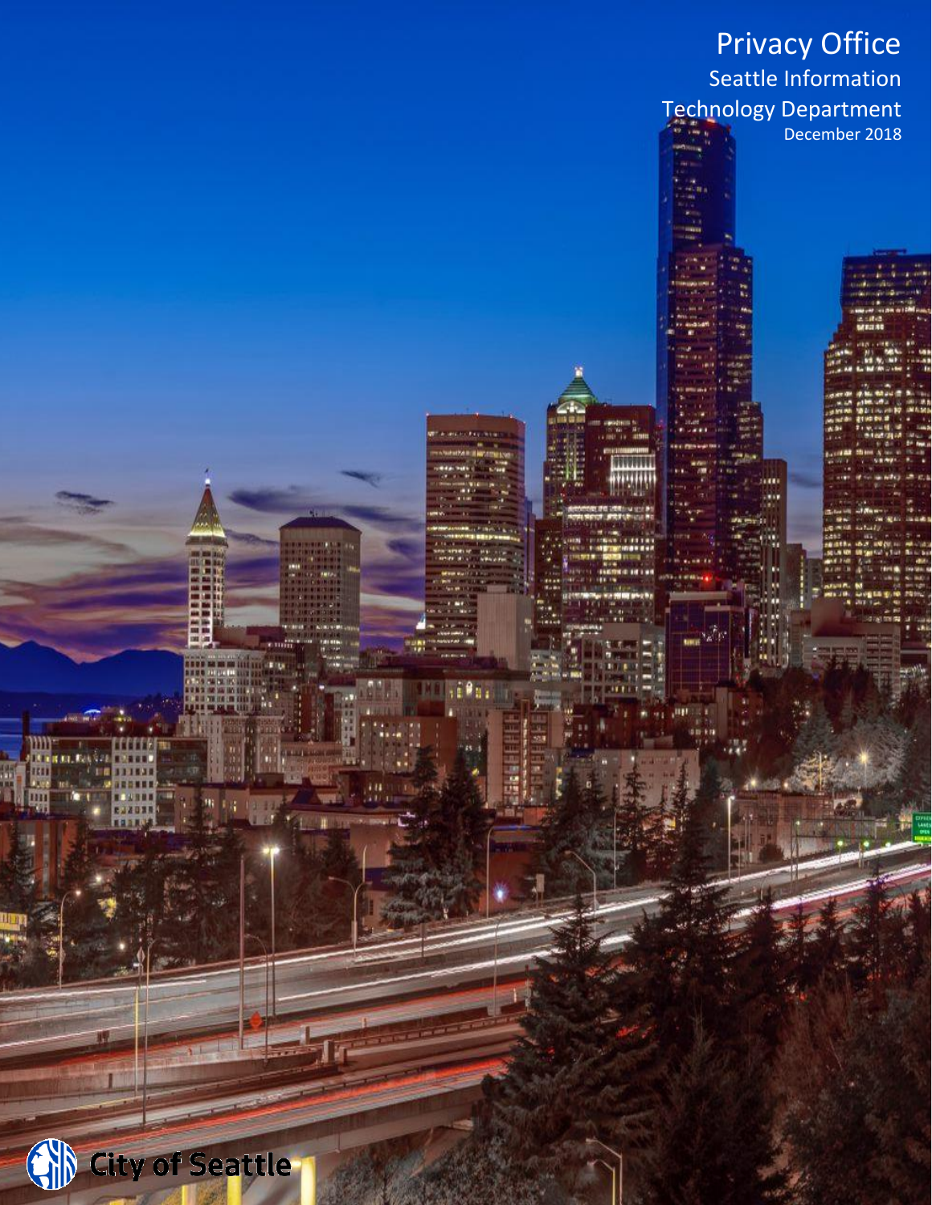Privacy Office

Seattle Information Technology Department

December 2018

City of Seattle